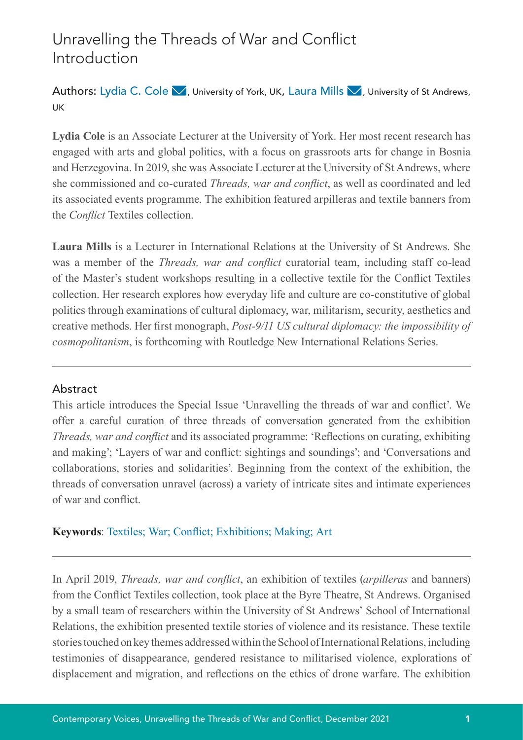# Unravelling the Threads of War and Conflict Introduction

Authors: Lydia C. Cole, University of York, UK, Laura Mills, University of St Andrews, UK

**Lydia Cole** is an Associate Lecturer at the University of York. Her most recent research has engaged with arts and global politics, with a focus on grassroots arts for change in Bosnia and Herzegovina. In 2019, she was Associate Lecturer at the University of St Andrews, where she commissioned and co-curated *Threads, war and conflict*, as well as coordinated and led its associated events programme. The exhibition featured arpilleras and textile banners from the *Conflict* Textiles collection.

**Laura Mills** is a Lecturer in International Relations at the University of St Andrews. She was a member of the *Threads, war and conflict* curatorial team, including staff co-lead of the Master's student workshops resulting in a collective textile for the Conflict Textiles collection. Her research explores how everyday life and culture are co-constitutive of global politics through examinations of cultural diplomacy, war, militarism, security, aesthetics and creative methods. Her first monograph, *Post-9/11 US cultural diplomacy: the impossibility of cosmopolitanism*, is forthcoming with Routledge New International Relations Series.

---

## Abstract

This article introduces the Special Issue 'Unravelling the threads of war and conflict'. We offer a careful curation of three threads of conversation generated from the exhibition *Threads, war and conflict* and its associated programme: 'Reflections on curating, exhibiting and making'; 'Layers of war and conflict: sightings and soundings'; and 'Conversations and collaborations, stories and solidarities'. Beginning from the context of the exhibition, the threads of conversation unravel (across) a variety of intricate sites and intimate experiences of war and conflict.

**Keywords**: Textiles; War; Conflict; Exhibitions; Making; Art

---

In April 2019, *Threads, war and conflict*, an exhibition of textiles (*arpilleras* and banners) from the Conflict Textiles collection, took place at the Byre Theatre, St Andrews. Organised by a small team of researchers within the University of St Andrews' School of International Relations, the exhibition presented textile stories of violence and its resistance. These textile stories touched on key themes addressed within the School of International Relations, including testimonies of disappearance, gendered resistance to militarised violence, explorations of displacement and migration, and reflections on the ethics of drone warfare. The exhibition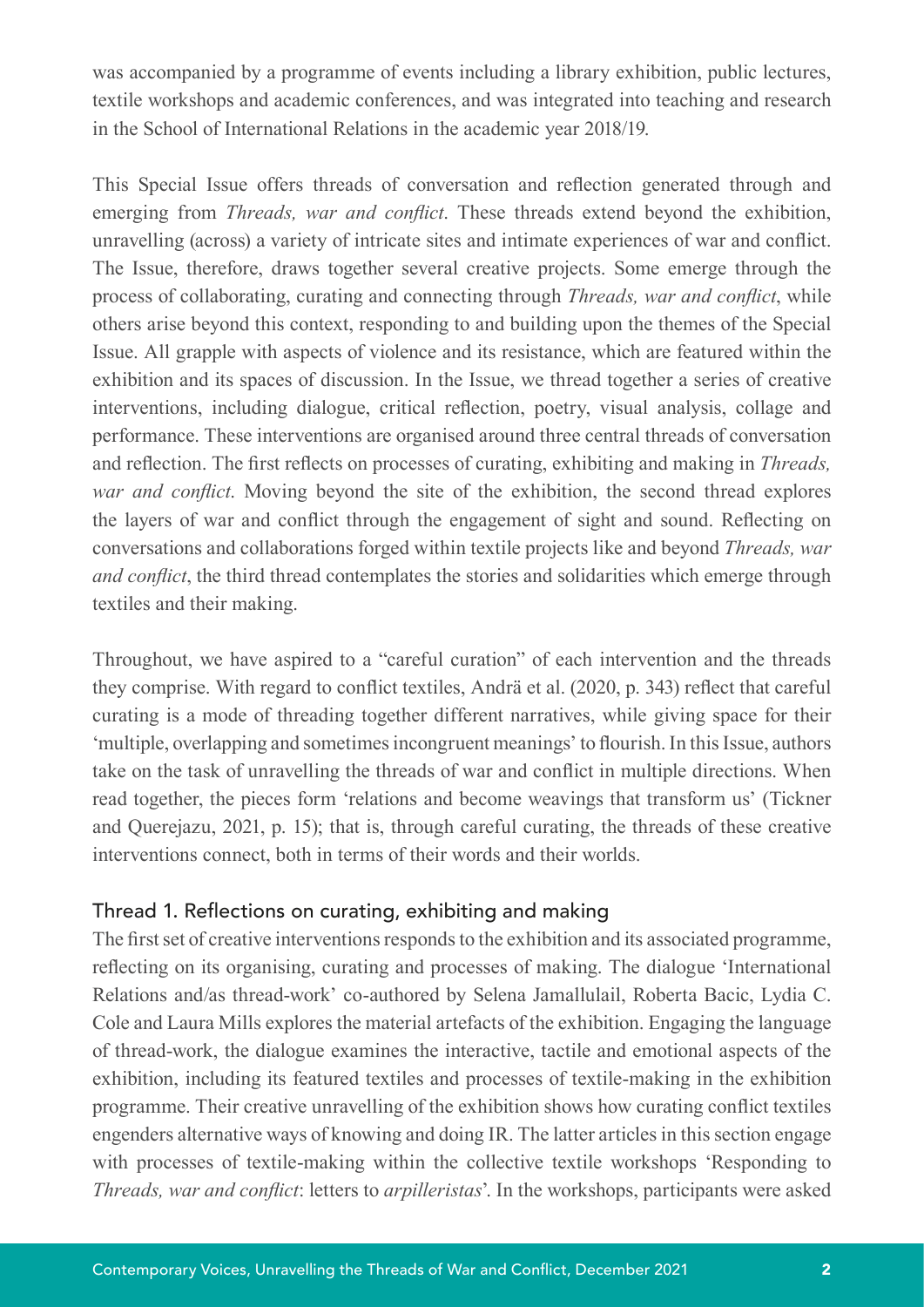was accompanied by a programme of events including a library exhibition, public lectures, textile workshops and academic conferences, and was integrated into teaching and research in the School of International Relations in the academic year 2018/19.

This Special Issue offers threads of conversation and reflection generated through and emerging from *Threads, war and conflict*. These threads extend beyond the exhibition, unravelling (across) a variety of intricate sites and intimate experiences of war and conflict. The Issue, therefore, draws together several creative projects. Some emerge through the process of collaborating, curating and connecting through *Threads, war and conflict*, while others arise beyond this context, responding to and building upon the themes of the Special Issue. All grapple with aspects of violence and its resistance, which are featured within the exhibition and its spaces of discussion. In the Issue, we thread together a series of creative interventions, including dialogue, critical reflection, poetry, visual analysis, collage and performance. These interventions are organised around three central threads of conversation and reflection. The first reflects on processes of curating, exhibiting and making in *Threads, war and conflict*. Moving beyond the site of the exhibition, the second thread explores the layers of war and conflict through the engagement of sight and sound. Reflecting on conversations and collaborations forged within textile projects like and beyond *Threads, war and conflict*, the third thread contemplates the stories and solidarities which emerge through textiles and their making.

Throughout, we have aspired to a "careful curation" of each intervention and the threads they comprise. With regard to conflict textiles, Andrä et al. (2020, p. 343) reflect that careful curating is a mode of threading together different narratives, while giving space for their 'multiple, overlapping and sometimes incongruent meanings' to flourish. In this Issue, authors take on the task of unravelling the threads of war and conflict in multiple directions. When read together, the pieces form 'relations and become weavings that transform us' (Tickner and Querejazu, 2021, p. 15); that is, through careful curating, the threads of these creative interventions connect, both in terms of their words and their worlds.

## Thread 1. Reflections on curating, exhibiting and making

The first set of creative interventions responds to the exhibition and its associated programme, reflecting on its organising, curating and processes of making. The dialogue 'International Relations and/as thread-work' co-authored by Selena Jamallulail, Roberta Bacic, Lydia C. Cole and Laura Mills explores the material artefacts of the exhibition. Engaging the language of thread-work, the dialogue examines the interactive, tactile and emotional aspects of the exhibition, including its featured textiles and processes of textile-making in the exhibition programme. Their creative unravelling of the exhibition shows how curating conflict textiles engenders alternative ways of knowing and doing IR. The latter articles in this section engage with processes of textile-making within the collective textile workshops 'Responding to *Threads, war and conflict*: letters to *arpilleristas*'. In the workshops, participants were asked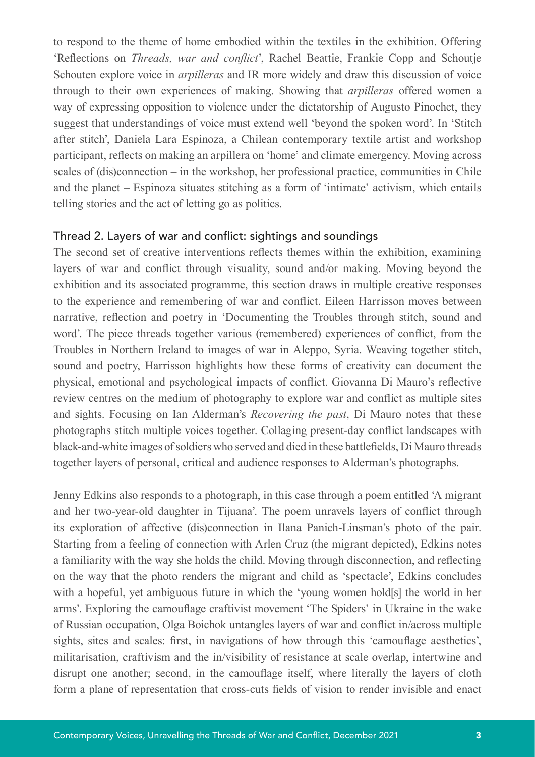to respond to the theme of home embodied within the textiles in the exhibition. Offering 'Reflections on *Threads, war and conflict*', Rachel Beattie, Frankie Copp and Schoutje Schouten explore voice in *arpilleras* and IR more widely and draw this discussion of voice through to their own experiences of making. Showing that *arpilleras* offered women a way of expressing opposition to violence under the dictatorship of Augusto Pinochet, they suggest that understandings of voice must extend well 'beyond the spoken word'. In 'Stitch after stitch', Daniela Lara Espinoza, a Chilean contemporary textile artist and workshop participant, reflects on making an arpillera on 'home' and climate emergency. Moving across scales of (dis)connection – in the workshop, her professional practice, communities in Chile and the planet – Espinoza situates stitching as a form of 'intimate' activism, which entails telling stories and the act of letting go as politics.

### Thread 2. Layers of war and conflict: sightings and soundings

The second set of creative interventions reflects themes within the exhibition, examining layers of war and conflict through visuality, sound and/or making. Moving beyond the exhibition and its associated programme, this section draws in multiple creative responses to the experience and remembering of war and conflict. Eileen Harrisson moves between narrative, reflection and poetry in 'Documenting the Troubles through stitch, sound and word'. The piece threads together various (remembered) experiences of conflict, from the Troubles in Northern Ireland to images of war in Aleppo, Syria. Weaving together stitch, sound and poetry, Harrisson highlights how these forms of creativity can document the physical, emotional and psychological impacts of conflict. Giovanna Di Mauro's reflective review centres on the medium of photography to explore war and conflict as multiple sites and sights. Focusing on Ian Alderman's *Recovering the past*, Di Mauro notes that these photographs stitch multiple voices together. Collaging present-day conflict landscapes with black-and-white images of soldiers who served and died in these battlefields, Di Mauro threads together layers of personal, critical and audience responses to Alderman's photographs.

Jenny Edkins also responds to a photograph, in this case through a poem entitled 'A migrant and her two-year-old daughter in Tijuana'. The poem unravels layers of conflict through its exploration of affective (dis)connection in Ilana Panich-Linsman's photo of the pair. Starting from a feeling of connection with Arlen Cruz (the migrant depicted), Edkins notes a familiarity with the way she holds the child. Moving through disconnection, and reflecting on the way that the photo renders the migrant and child as 'spectacle', Edkins concludes with a hopeful, yet ambiguous future in which the 'young women hold[s] the world in her arms'. Exploring the camouflage craftivist movement 'The Spiders' in Ukraine in the wake of Russian occupation, Olga Boichok untangles layers of war and conflict in/across multiple sights, sites and scales: first, in navigations of how through this 'camouflage aesthetics', militarisation, craftivism and the in/visibility of resistance at scale overlap, intertwine and disrupt one another; second, in the camouflage itself, where literally the layers of cloth form a plane of representation that cross-cuts fields of vision to render invisible and enact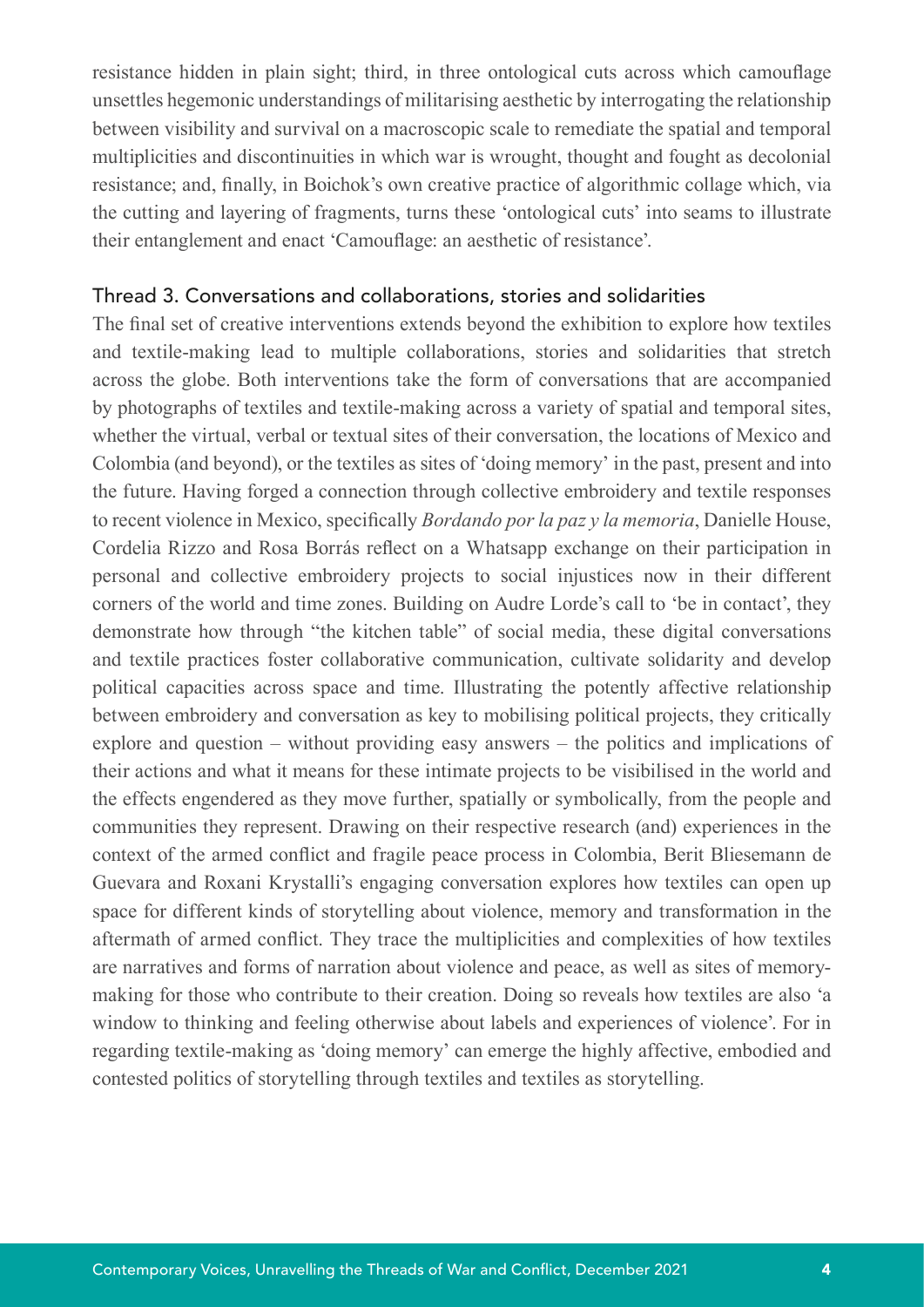resistance hidden in plain sight; third, in three ontological cuts across which camouflage unsettles hegemonic understandings of militarising aesthetic by interrogating the relationship between visibility and survival on a macroscopic scale to remediate the spatial and temporal multiplicities and discontinuities in which war is wrought, thought and fought as decolonial resistance; and, finally, in Boichok's own creative practice of algorithmic collage which, via the cutting and layering of fragments, turns these 'ontological cuts' into seams to illustrate their entanglement and enact 'Camouflage: an aesthetic of resistance'.

### Thread 3. Conversations and collaborations, stories and solidarities

The final set of creative interventions extends beyond the exhibition to explore how textiles and textile-making lead to multiple collaborations, stories and solidarities that stretch across the globe. Both interventions take the form of conversations that are accompanied by photographs of textiles and textile-making across a variety of spatial and temporal sites, whether the virtual, verbal or textual sites of their conversation, the locations of Mexico and Colombia (and beyond), or the textiles as sites of 'doing memory' in the past, present and into the future. Having forged a connection through collective embroidery and textile responses to recent violence in Mexico, specifically *Bordando por la paz y la memoria*, Danielle House, Cordelia Rizzo and Rosa Borrás reflect on a Whatsapp exchange on their participation in personal and collective embroidery projects to social injustices now in their different corners of the world and time zones. Building on Audre Lorde's call to 'be in contact', they demonstrate how through "the kitchen table" of social media, these digital conversations and textile practices foster collaborative communication, cultivate solidarity and develop political capacities across space and time. Illustrating the potently affective relationship between embroidery and conversation as key to mobilising political projects, they critically explore and question – without providing easy answers – the politics and implications of their actions and what it means for these intimate projects to be visibilised in the world and the effects engendered as they move further, spatially or symbolically, from the people and communities they represent. Drawing on their respective research (and) experiences in the context of the armed conflict and fragile peace process in Colombia, Berit Bliesemann de Guevara and Roxani Krystalli's engaging conversation explores how textiles can open up space for different kinds of storytelling about violence, memory and transformation in the aftermath of armed conflict. They trace the multiplicities and complexities of how textiles are narratives and forms of narration about violence and peace, as well as sites of memory-making for those who contribute to their creation. Doing so reveals how textiles are also 'a window to thinking and feeling otherwise about labels and experiences of violence'. For in regarding textile-making as 'doing memory' can emerge the highly affective, embodied and contested politics of storytelling through textiles and textiles as storytelling.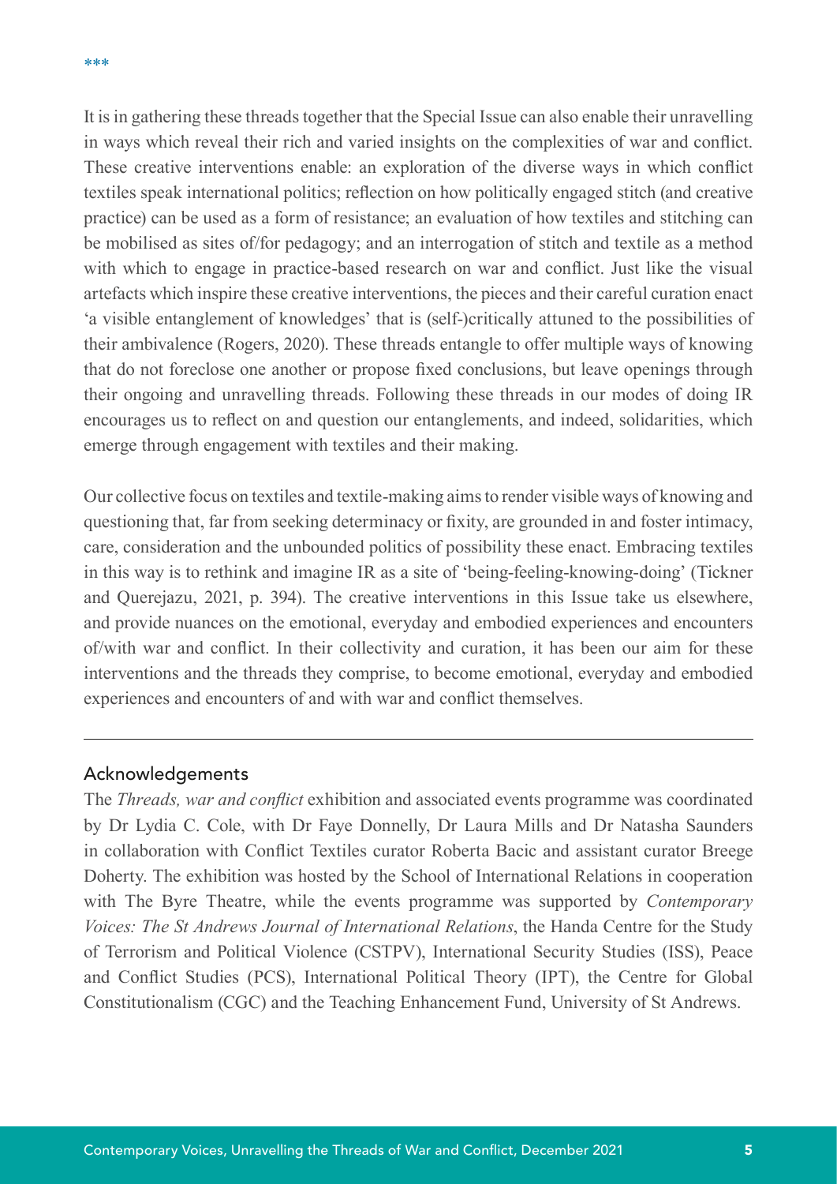***

It is in gathering these threads together that the Special Issue can also enable their unravelling in ways which reveal their rich and varied insights on the complexities of war and conflict. These creative interventions enable: an exploration of the diverse ways in which conflict textiles speak international politics; reflection on how politically engaged stitch (and creative practice) can be used as a form of resistance; an evaluation of how textiles and stitching can be mobilised as sites of/for pedagogy; and an interrogation of stitch and textile as a method with which to engage in practice-based research on war and conflict. Just like the visual artefacts which inspire these creative interventions, the pieces and their careful curation enact 'a visible entanglement of knowledges' that is (self-)critically attuned to the possibilities of their ambivalence (Rogers, 2020). These threads entangle to offer multiple ways of knowing that do not foreclose one another or propose fixed conclusions, but leave openings through their ongoing and unravelling threads. Following these threads in our modes of doing IR encourages us to reflect on and question our entanglements, and indeed, solidarities, which emerge through engagement with textiles and their making.

Our collective focus on textiles and textile-making aims to render visible ways of knowing and questioning that, far from seeking determinacy or fixity, are grounded in and foster intimacy, care, consideration and the unbounded politics of possibility these enact. Embracing textiles in this way is to rethink and imagine IR as a site of 'being-feeling-knowing-doing' (Tickner and Querejazu, 2021, p. 394). The creative interventions in this Issue take us elsewhere, and provide nuances on the emotional, everyday and embodied experiences and encounters of/with war and conflict. In their collectivity and curation, it has been our aim for these interventions and the threads they comprise, to become emotional, everyday and embodied experiences and encounters of and with war and conflict themselves.

## Acknowledgements

The *Threads, war and conflict* exhibition and associated events programme was coordinated by Dr Lydia C. Cole, with Dr Faye Donnelly, Dr Laura Mills and Dr Natasha Saunders in collaboration with Conflict Textiles curator Roberta Bacic and assistant curator Breege Doherty. The exhibition was hosted by the School of International Relations in cooperation with The Byre Theatre, while the events programme was supported by *Contemporary Voices: The St Andrews Journal of International Relations*, the Handa Centre for the Study of Terrorism and Political Violence (CSTPV), International Security Studies (ISS), Peace and Conflict Studies (PCS), International Political Theory (IPT), the Centre for Global Constitutionalism (CGC) and the Teaching Enhancement Fund, University of St Andrews.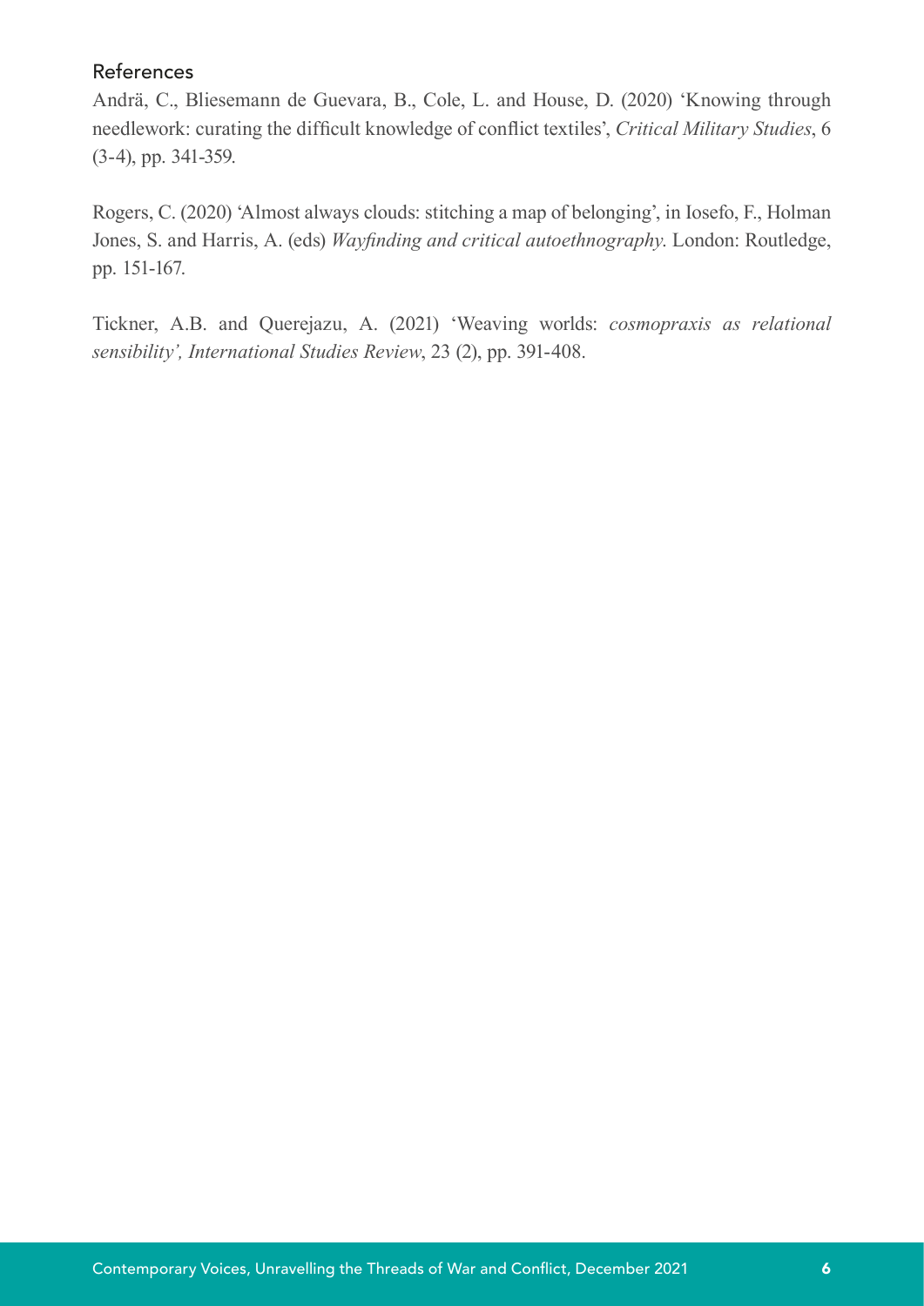## References

Andrä, C., Bliesemann de Guevara, B., Cole, L. and House, D. (2020) 'Knowing through needlework: curating the difficult knowledge of conflict textiles', *Critical Military Studies*, 6 (3-4), pp. 341-359.

Rogers, C. (2020) 'Almost always clouds: stitching a map of belonging', in Iosefo, F., Holman Jones, S. and Harris, A. (eds) *Wayfinding and critical autoethnography*. London: Routledge, pp. 151-167.

Tickner, A.B. and Querejazu, A. (2021) 'Weaving worlds: *cosmopraxis as relational sensibility', International Studies Review*, 23 (2), pp. 391-408.